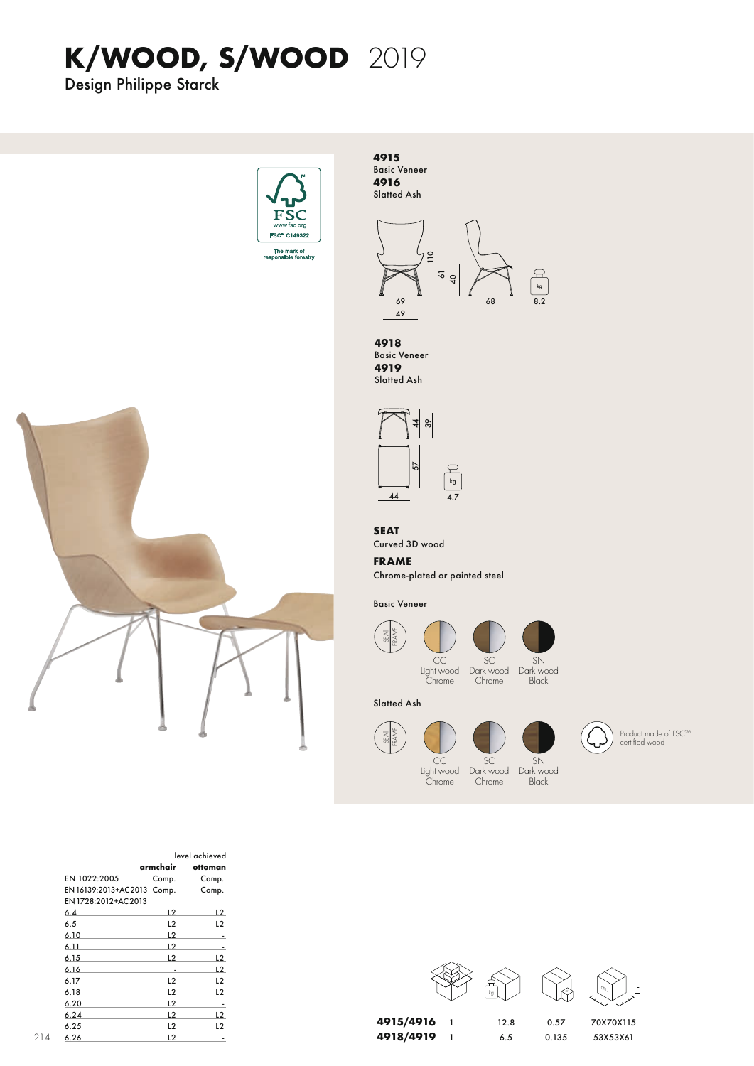# K/WOOD, S/WOOD 2019

Design Philippe Starck

FSC
www.fsc.org
FSC® C149322
The mark of responsible forestry

**4915**
Basic Veneer
**4916**
Slatted Ash

110 61 40
69 49 68
kg 8.2

**4918**
Basic Veneer
**4919**
Slatted Ash

44 39 57
44
kg 4.7

**SEAT**
Curved 3D wood

**FRAME**
Chrome-plated or painted steel

Basic Veneer

SEAT / FRAME

- CC Light wood Chrome
- SC Dark wood Chrome
- SN Dark wood Black

Slatted Ash

SEAT / FRAME

- CC Light wood Chrome
- SC Dark wood Chrome
- SN Dark wood Black

Product made of FSC™ certified wood

| | level achieved | |
|---|---|---|
| | **armchair** | **ottoman** |
| EN 1022:2005 | Comp. | Comp. |
| EN 16139:2013+AC2013 | Comp. | Comp. |
| EN 1728:2012+AC2013 | | |
| 6.4 | L2 | L2 |
| 6.5 | L2 | L2 |
| 6.10 | L2 | - |
| 6.11 | L2 | - |
| 6.15 | L2 | L2 |
| 6.16 | - | L2 |
| 6.17 | L2 | L2 |
| 6.18 | L2 | L2 |
| 6.20 | L2 | - |
| 6.24 | L2 | L2 |
| 6.25 | L2 | L2 |
| 6.26 | L2 | - |

| | | kg | | cm |
|---|---|---|---|---|
| **4915/4916** | 1 | 12.8 | 0.57 | 70X70X115 |
| **4918/4919** | 1 | 6.5 | 0.135 | 53X53X61 |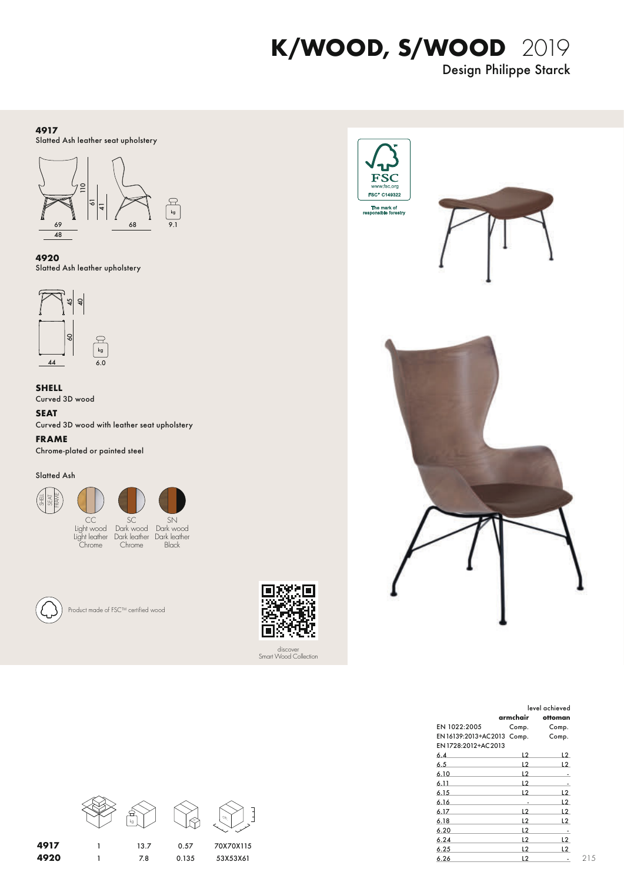# K/WOOD, S/WOOD 2019

Design Philippe Starck

**4917**
Slatted Ash leather seat upholstery

110
61
41
69
48
68
kg
9.1

**4920**
Slatted Ash leather upholstery

45
40
60
44
kg
6.0

**SHELL**
Curved 3D wood

**SEAT**
Curved 3D wood with leather seat upholstery

**FRAME**
Chrome-plated or painted steel

Slatted Ash

SHELL SEAT FRAME

| CC | SC | SN |
|---|---|---|
| Light wood | Dark wood | Dark wood |
| Light leather | Dark leather | Dark leather |
| Chrome | Chrome | Black |

Product made of FSC™ certified wood

FSC
www.fsc.org
FSC® C149322
The mark of responsible forestry

discover
Smart Wood Collection

| | | | | |
|---|---|---|---|---|
| **4917** | 1 | 13.7 | 0.57 | 70X70X115 |
| **4920** | 1 | 7.8 | 0.135 | 53X53X61 |

level achieved

| | **armchair** | **ottoman** |
|---|---|---|
| EN 1022:2005 | Comp. | Comp. |
| EN 16139:2013+AC2013 | Comp. | Comp. |
| EN 1728:2012+AC2013 | | |
| 6.4 | L2 | L2 |
| 6.5 | L2 | L2 |
| 6.10 | L2 | - |
| 6.11 | L2 | - |
| 6.15 | L2 | L2 |
| 6.16 | - | L2 |
| 6.17 | L2 | L2 |
| 6.18 | L2 | L2 |
| 6.20 | L2 | - |
| 6.24 | L2 | L2 |
| 6.25 | L2 | L2 |
| 6.26 | L2 | - |